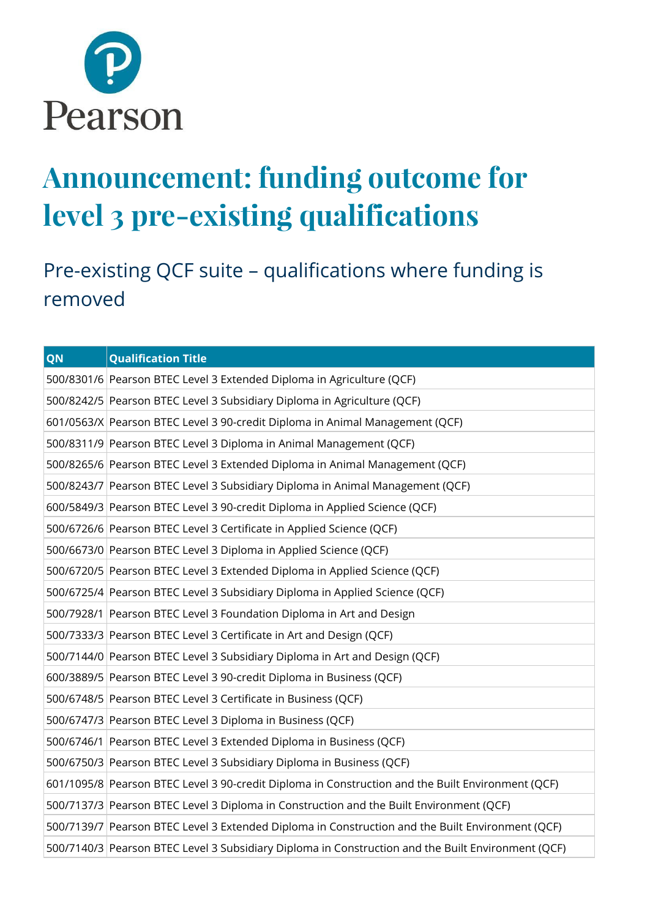Pearson

# Announcement: funding outcome for level 3 pre-existing qualifications

## Pre-existing QCF suite – qualifications where funding is removed

| QN | Qualification Title |
|---|---|
| 500/8301/6 | Pearson BTEC Level 3 Extended Diploma in Agriculture (QCF) |
| 500/8242/5 | Pearson BTEC Level 3 Subsidiary Diploma in Agriculture (QCF) |
| 601/0563/X | Pearson BTEC Level 3 90-credit Diploma in Animal Management (QCF) |
| 500/8311/9 | Pearson BTEC Level 3 Diploma in Animal Management (QCF) |
| 500/8265/6 | Pearson BTEC Level 3 Extended Diploma in Animal Management (QCF) |
| 500/8243/7 | Pearson BTEC Level 3 Subsidiary Diploma in Animal Management (QCF) |
| 600/5849/3 | Pearson BTEC Level 3 90-credit Diploma in Applied Science (QCF) |
| 500/6726/6 | Pearson BTEC Level 3 Certificate in Applied Science (QCF) |
| 500/6673/0 | Pearson BTEC Level 3 Diploma in Applied Science (QCF) |
| 500/6720/5 | Pearson BTEC Level 3 Extended Diploma in Applied Science (QCF) |
| 500/6725/4 | Pearson BTEC Level 3 Subsidiary Diploma in Applied Science (QCF) |
| 500/7928/1 | Pearson BTEC Level 3 Foundation Diploma in Art and Design |
| 500/7333/3 | Pearson BTEC Level 3 Certificate in Art and Design (QCF) |
| 500/7144/0 | Pearson BTEC Level 3 Subsidiary Diploma in Art and Design (QCF) |
| 600/3889/5 | Pearson BTEC Level 3 90-credit Diploma in Business (QCF) |
| 500/6748/5 | Pearson BTEC Level 3 Certificate in Business (QCF) |
| 500/6747/3 | Pearson BTEC Level 3 Diploma in Business (QCF) |
| 500/6746/1 | Pearson BTEC Level 3 Extended Diploma in Business (QCF) |
| 500/6750/3 | Pearson BTEC Level 3 Subsidiary Diploma in Business (QCF) |
| 601/1095/8 | Pearson BTEC Level 3 90-credit Diploma in Construction and the Built Environment (QCF) |
| 500/7137/3 | Pearson BTEC Level 3 Diploma in Construction and the Built Environment (QCF) |
| 500/7139/7 | Pearson BTEC Level 3 Extended Diploma in Construction and the Built Environment (QCF) |
| 500/7140/3 | Pearson BTEC Level 3 Subsidiary Diploma in Construction and the Built Environment (QCF) |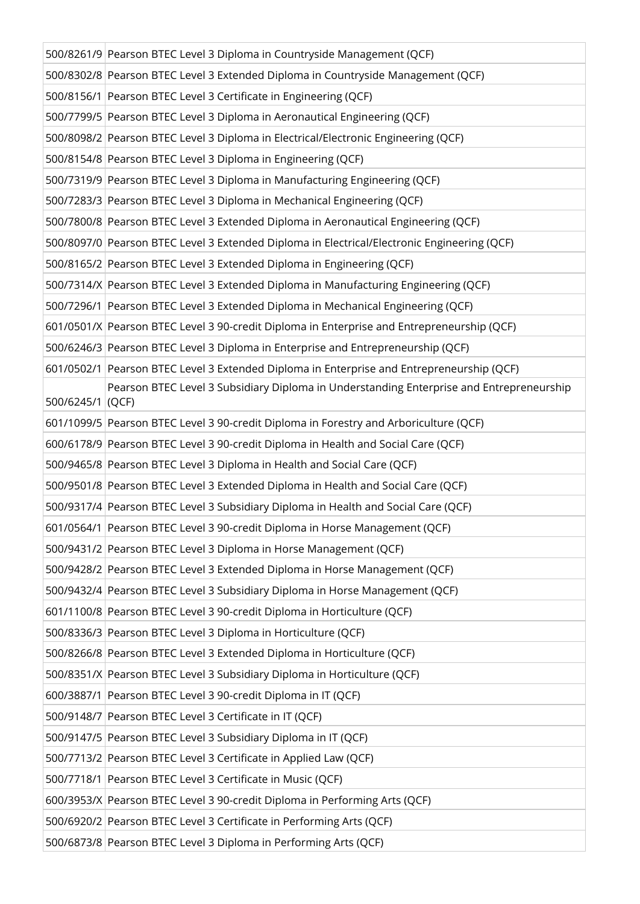| | |
|---|---|
| 500/8261/9 | Pearson BTEC Level 3 Diploma in Countryside Management (QCF) |
| 500/8302/8 | Pearson BTEC Level 3 Extended Diploma in Countryside Management (QCF) |
| 500/8156/1 | Pearson BTEC Level 3 Certificate in Engineering (QCF) |
| 500/7799/5 | Pearson BTEC Level 3 Diploma in Aeronautical Engineering (QCF) |
| 500/8098/2 | Pearson BTEC Level 3 Diploma in Electrical/Electronic Engineering (QCF) |
| 500/8154/8 | Pearson BTEC Level 3 Diploma in Engineering (QCF) |
| 500/7319/9 | Pearson BTEC Level 3 Diploma in Manufacturing Engineering (QCF) |
| 500/7283/3 | Pearson BTEC Level 3 Diploma in Mechanical Engineering (QCF) |
| 500/7800/8 | Pearson BTEC Level 3 Extended Diploma in Aeronautical Engineering (QCF) |
| 500/8097/0 | Pearson BTEC Level 3 Extended Diploma in Electrical/Electronic Engineering (QCF) |
| 500/8165/2 | Pearson BTEC Level 3 Extended Diploma in Engineering (QCF) |
| 500/7314/X | Pearson BTEC Level 3 Extended Diploma in Manufacturing Engineering (QCF) |
| 500/7296/1 | Pearson BTEC Level 3 Extended Diploma in Mechanical Engineering (QCF) |
| 601/0501/X | Pearson BTEC Level 3 90-credit Diploma in Enterprise and Entrepreneurship (QCF) |
| 500/6246/3 | Pearson BTEC Level 3 Diploma in Enterprise and Entrepreneurship (QCF) |
| 601/0502/1 | Pearson BTEC Level 3 Extended Diploma in Enterprise and Entrepreneurship (QCF) |
| 500/6245/1 | Pearson BTEC Level 3 Subsidiary Diploma in Understanding Enterprise and Entrepreneurship (QCF) |
| 601/1099/5 | Pearson BTEC Level 3 90-credit Diploma in Forestry and Arboriculture (QCF) |
| 600/6178/9 | Pearson BTEC Level 3 90-credit Diploma in Health and Social Care (QCF) |
| 500/9465/8 | Pearson BTEC Level 3 Diploma in Health and Social Care (QCF) |
| 500/9501/8 | Pearson BTEC Level 3 Extended Diploma in Health and Social Care (QCF) |
| 500/9317/4 | Pearson BTEC Level 3 Subsidiary Diploma in Health and Social Care (QCF) |
| 601/0564/1 | Pearson BTEC Level 3 90-credit Diploma in Horse Management (QCF) |
| 500/9431/2 | Pearson BTEC Level 3 Diploma in Horse Management (QCF) |
| 500/9428/2 | Pearson BTEC Level 3 Extended Diploma in Horse Management (QCF) |
| 500/9432/4 | Pearson BTEC Level 3 Subsidiary Diploma in Horse Management (QCF) |
| 601/1100/8 | Pearson BTEC Level 3 90-credit Diploma in Horticulture (QCF) |
| 500/8336/3 | Pearson BTEC Level 3 Diploma in Horticulture (QCF) |
| 500/8266/8 | Pearson BTEC Level 3 Extended Diploma in Horticulture (QCF) |
| 500/8351/X | Pearson BTEC Level 3 Subsidiary Diploma in Horticulture (QCF) |
| 600/3887/1 | Pearson BTEC Level 3 90-credit Diploma in IT (QCF) |
| 500/9148/7 | Pearson BTEC Level 3 Certificate in IT (QCF) |
| 500/9147/5 | Pearson BTEC Level 3 Subsidiary Diploma in IT (QCF) |
| 500/7713/2 | Pearson BTEC Level 3 Certificate in Applied Law (QCF) |
| 500/7718/1 | Pearson BTEC Level 3 Certificate in Music (QCF) |
| 600/3953/X | Pearson BTEC Level 3 90-credit Diploma in Performing Arts (QCF) |
| 500/6920/2 | Pearson BTEC Level 3 Certificate in Performing Arts (QCF) |
| 500/6873/8 | Pearson BTEC Level 3 Diploma in Performing Arts (QCF) |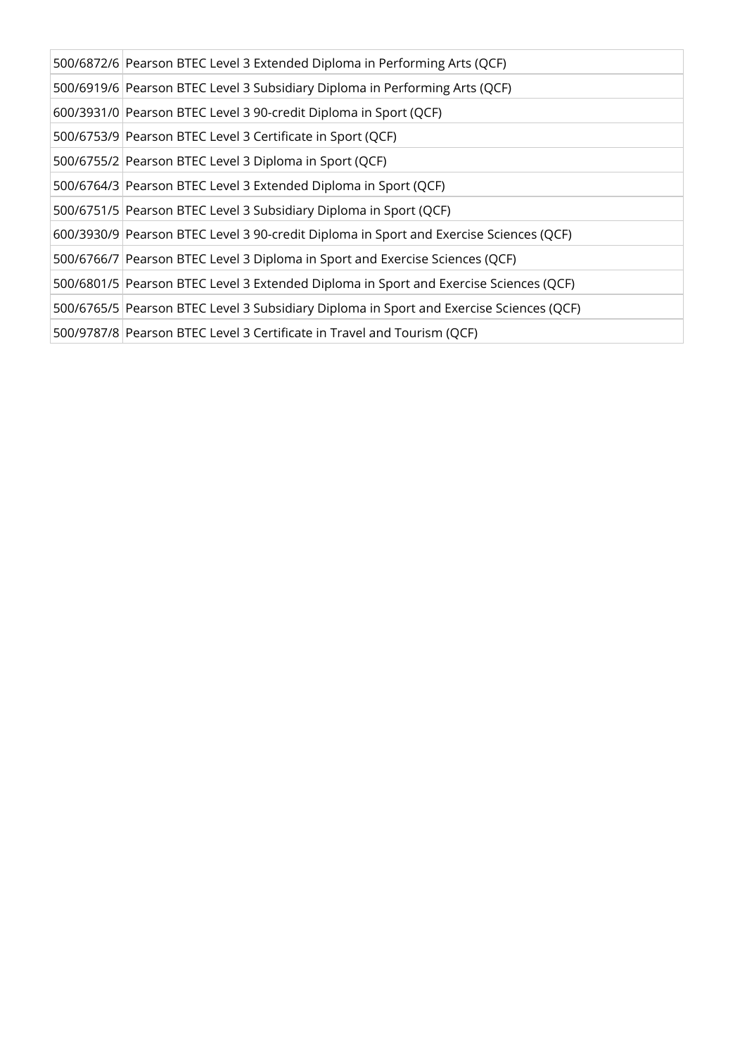| | |
|---|---|
| 500/6872/6 | Pearson BTEC Level 3 Extended Diploma in Performing Arts (QCF) |
| 500/6919/6 | Pearson BTEC Level 3 Subsidiary Diploma in Performing Arts (QCF) |
| 600/3931/0 | Pearson BTEC Level 3 90-credit Diploma in Sport (QCF) |
| 500/6753/9 | Pearson BTEC Level 3 Certificate in Sport (QCF) |
| 500/6755/2 | Pearson BTEC Level 3 Diploma in Sport (QCF) |
| 500/6764/3 | Pearson BTEC Level 3 Extended Diploma in Sport (QCF) |
| 500/6751/5 | Pearson BTEC Level 3 Subsidiary Diploma in Sport (QCF) |
| 600/3930/9 | Pearson BTEC Level 3 90-credit Diploma in Sport and Exercise Sciences (QCF) |
| 500/6766/7 | Pearson BTEC Level 3 Diploma in Sport and Exercise Sciences (QCF) |
| 500/6801/5 | Pearson BTEC Level 3 Extended Diploma in Sport and Exercise Sciences (QCF) |
| 500/6765/5 | Pearson BTEC Level 3 Subsidiary Diploma in Sport and Exercise Sciences (QCF) |
| 500/9787/8 | Pearson BTEC Level 3 Certificate in Travel and Tourism (QCF) |